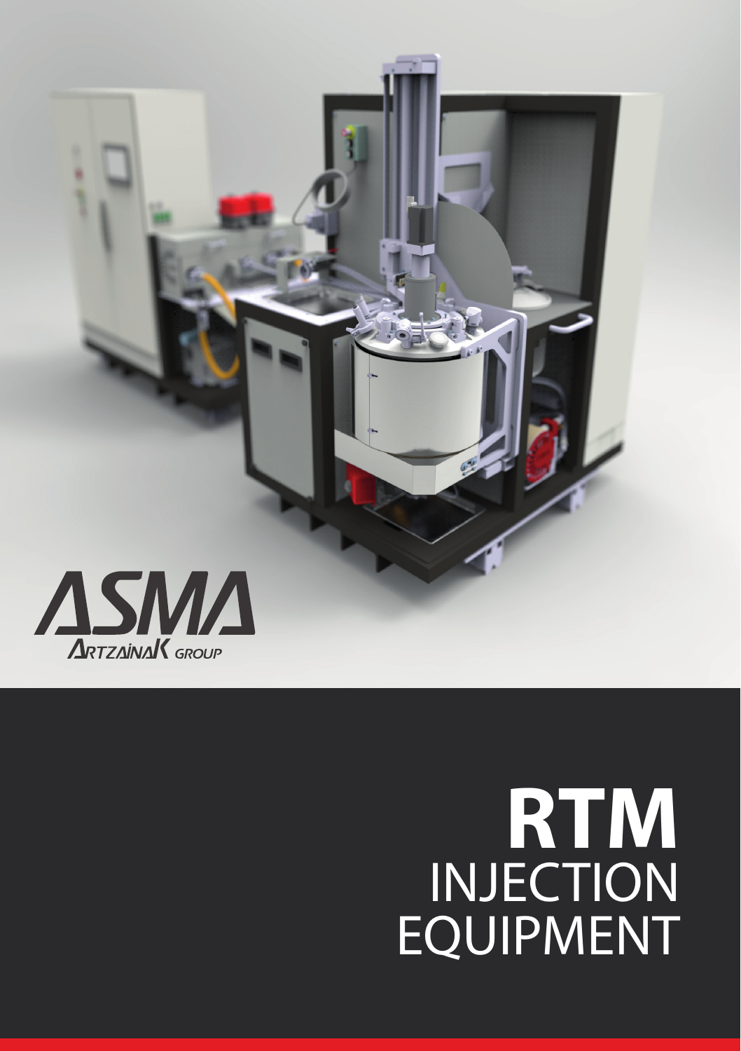ASMA

ARTZAINAK GROUP

# RTM
INJECTION EQUIPMENT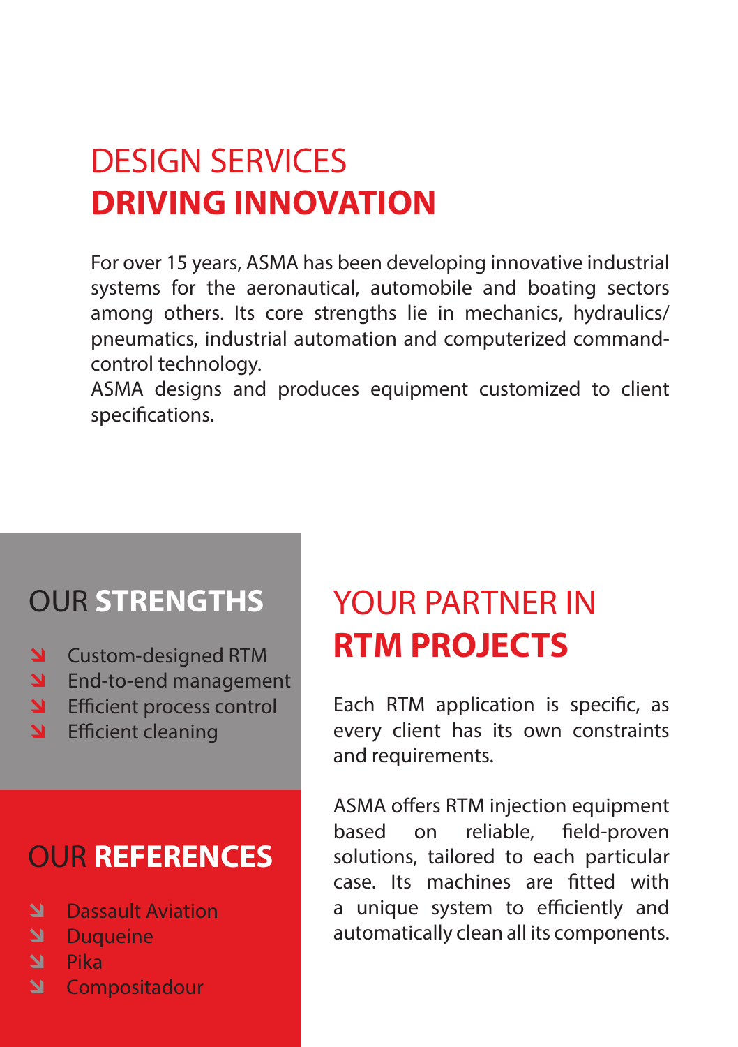# DESIGN SERVICES **DRIVING INNOVATION**

For over 15 years, ASMA has been developing innovative industrial systems for the aeronautical, automobile and boating sectors among others. Its core strengths lie in mechanics, hydraulics/pneumatics, industrial automation and computerized command-control technology.
ASMA designs and produces equipment customized to client specifications.

## OUR **STRENGTHS**

- Custom-designed RTM
- End-to-end management
- Efficient process control
- Efficient cleaning

## OUR **REFERENCES**

- Dassault Aviation
- Duqueine
- Pika
- Compositadour

## YOUR PARTNER IN **RTM PROJECTS**

Each RTM application is specific, as every client has its own constraints and requirements.

ASMA offers RTM injection equipment based on reliable, field-proven solutions, tailored to each particular case. Its machines are fitted with a unique system to efficiently and automatically clean all its components.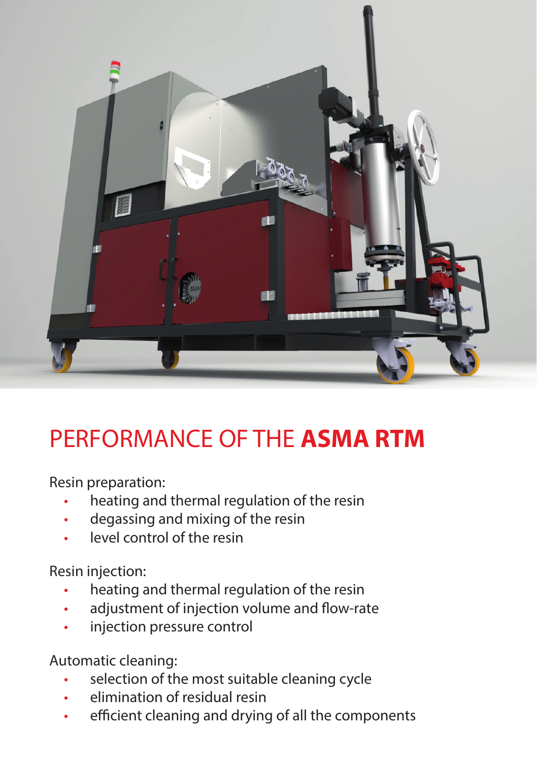# PERFORMANCE OF THE **ASMA RTM**

Resin preparation:

- heating and thermal regulation of the resin
- degassing and mixing of the resin
- level control of the resin

Resin injection:

- heating and thermal regulation of the resin
- adjustment of injection volume and flow-rate
- injection pressure control

Automatic cleaning:

- selection of the most suitable cleaning cycle
- elimination of residual resin
- efficient cleaning and drying of all the components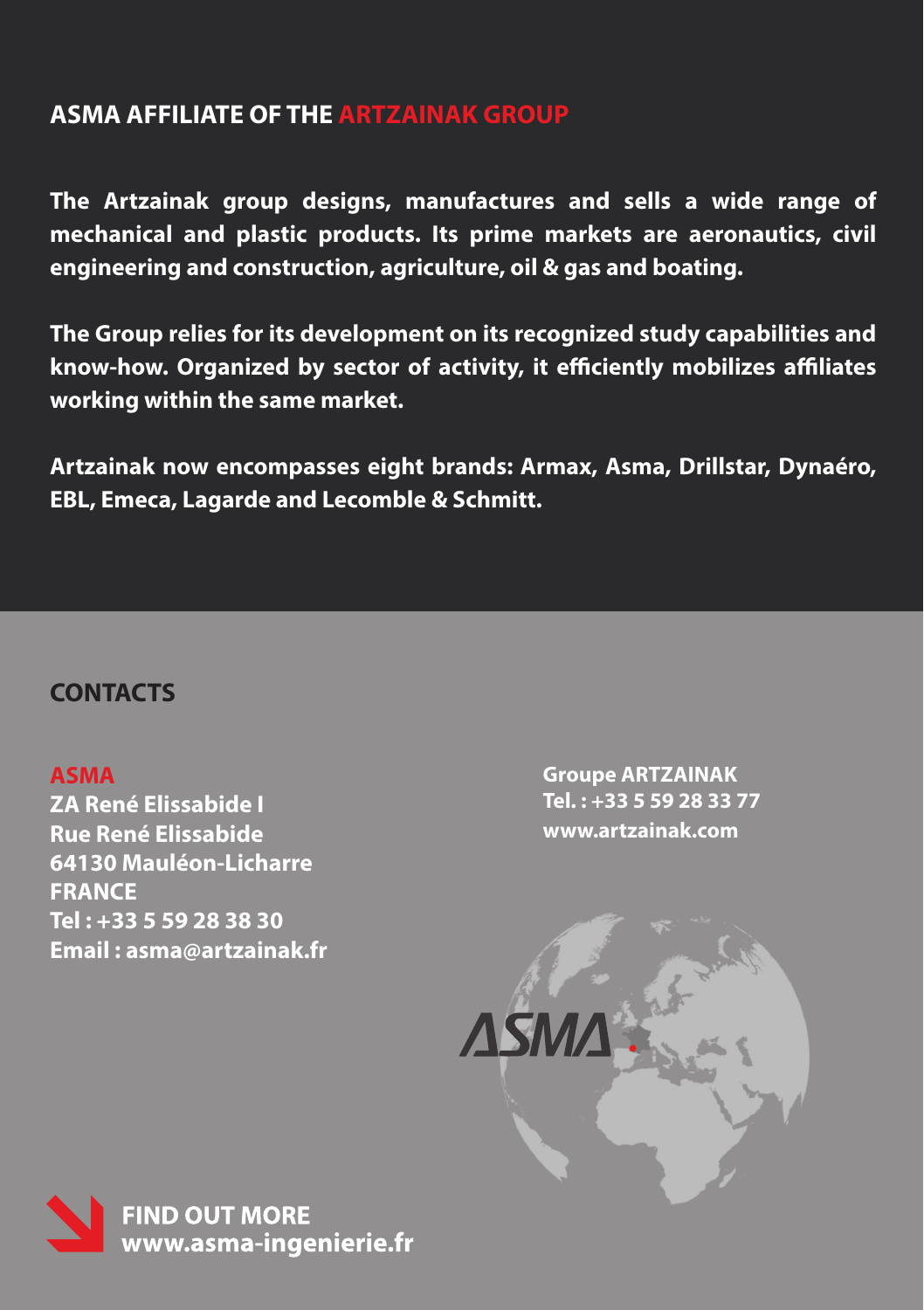## ASMA AFFILIATE OF THE ARTZAINAK GROUP

**The Artzainak group designs, manufactures and sells a wide range of mechanical and plastic products. Its prime markets are aeronautics, civil engineering and construction, agriculture, oil & gas and boating.**

**The Group relies for its development on its recognized study capabilities and know-how. Organized by sector of activity, it efficiently mobilizes affiliates working within the same market.**

**Artzainak now encompasses eight brands: Armax, Asma, Drillstar, Dynaéro, EBL, Emeca, Lagarde and Lecomble & Schmitt.**

## CONTACTS

**ASMA**
**ZA René Elissabide I**
**Rue René Elissabide**
**64130 Mauléon-Licharre**
**FRANCE**
**Tel : +33 5 59 28 38 30**
**Email : asma@artzainak.fr**

**Groupe ARTZAINAK**
**Tel. : +33 5 59 28 33 77**
**www.artzainak.com**

ASMA

**FIND OUT MORE**
**www.asma-ingenierie.fr**